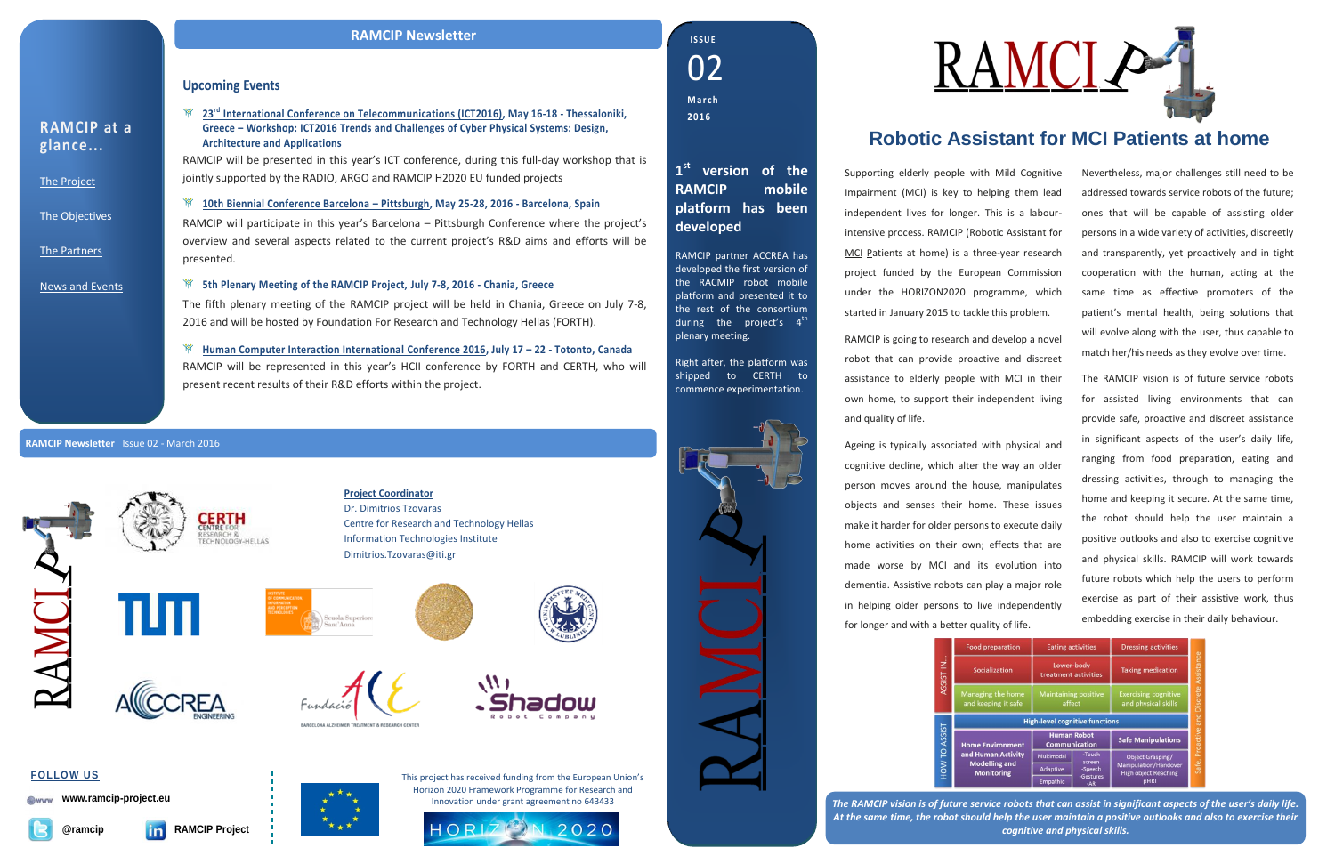# RAMCIP Newsletter

ISSUE 02

March 2016

## Robotic Assistant for MCI Patients at home

Supporting elderly people with Mild Cognitive Impairment (MCI) is key to helping them lead independent lives for longer. This is a labour-intensive process. RAMCIP (Robotic Assistant for MCI Patients at home) is a three-year research project funded by the European Commission under the HORIZON2020 programme, which started in January 2015 to tackle this problem.

RAMCIP is going to research and develop a novel robot that can provide proactive and discreet assistance to elderly people with MCI in their own home, to support their independent living and quality of life.

Ageing is typically associated with physical and cognitive decline, which alter the way an older person moves around the house, manipulates objects and senses their home. These issues make it harder for older persons to execute daily home activities on their own; effects that are made worse by MCI and its evolution into dementia. Assistive robots can play a major role in helping older persons to live independently for longer and with a better quality of life.

Nevertheless, major challenges still need to be addressed towards service robots of the future; ones that will be capable of assisting older persons in a wide variety of activities, discreetly and transparently, yet proactively and in tight cooperation with the human, acting at the same time as effective promoters of the patient's mental health, being solutions that will evolve along with the user, thus capable to match her/his needs as they evolve over time.

The RAMCIP vision is of future service robots for assisted living environments that can provide safe, proactive and discreet assistance in significant aspects of the user's daily life, ranging from food preparation, eating and dressing activities, through to managing the home and keeping it secure. At the same time, the robot should help the user maintain a positive outlooks and also to exercise cognitive and physical skills. RAMCIP will work towards future robots which help the users to perform exercise as part of their assistive work, thus embedding exercise in their daily behaviour.

| ASSIST IN... | | | | |
|---|---|---|---|---|
| Food preparation | Eating activities | | Dressing activities | Safe, Proactive and Discreet Assistance |
| Socialization | Lower-body treatment activities | | Taking medication | |
| Managing the home and keeping it safe | Maintaining positive affect | | Exercising cognitive and physical skills | |
| **HOW TO ASSIST** | | | | |
| High-level cognitive functions | | | | |
| Home Environment and Human Activity Modelling and Monitoring | Human Robot Communication: Multimodal, Adaptive, Empathic | -Touch screen -Speech -Gestures -AR | Safe Manipulations: Object Grasping/ Manipulation/Handover, High object Reaching, pHRI | |

*The RAMCIP vision is of future service robots that can assist in significant aspects of the user's daily life. At the same time, the robot should help the user maintain a positive outlooks and also to exercise their cognitive and physical skills.*

## 1st version of the RAMCIP mobile platform has been developed

RAMCIP partner ACCREA has developed the first version of the RACMIP robot mobile platform and presented it to the rest of the consortium during the project's 4th plenary meeting.

Right after, the platform was shipped to CERTH to commence experimentation.

## Upcoming Events

- **23rd International Conference on Telecommunications (ICT2016), May 16-18 - Thessaloniki, Greece – Workshop: ICT2016 Trends and Challenges of Cyber Physical Systems: Design, Architecture and Applications**

RAMCIP will be presented in this year's ICT conference, during this full-day workshop that is jointly supported by the RADIO, ARGO and RAMCIP H2020 EU funded projects

- **10th Biennial Conference Barcelona – Pittsburgh, May 25-28, 2016 - Barcelona, Spain**

RAMCIP will participate in this year's Barcelona – Pittsburgh Conference where the project's overview and several aspects related to the current project's R&D aims and efforts will be presented.

- **5th Plenary Meeting of the RAMCIP Project, July 7-8, 2016 - Chania, Greece**

The fifth plenary meeting of the RAMCIP project will be held in Chania, Greece on July 7-8, 2016 and will be hosted by Foundation For Research and Technology Hellas (FORTH).

- **Human Computer Interaction International Conference 2016, July 17 – 22 - Totonto, Canada**

RAMCIP will be represented in this year's HCII conference by FORTH and CERTH, who will present recent results of their R&D efforts within the project.

## RAMCIP at a glance...

- The Project
- The Objectives
- The Partners
- News and Events

**RAMCIP Newsletter** Issue 02 - March 2016

**Project Coordinator**
Dr. Dimitrios Tzovaras
Centre for Research and Technology Hellas
Information Technologies Institute
Dimitrios.Tzovaras@iti.gr

### FOLLOW US

www.ramcip-project.eu

@ramcip

RAMCIP Project

This project has received funding from the European Union's Horizon 2020 Framework Programme for Research and Innovation under grant agreement no 643433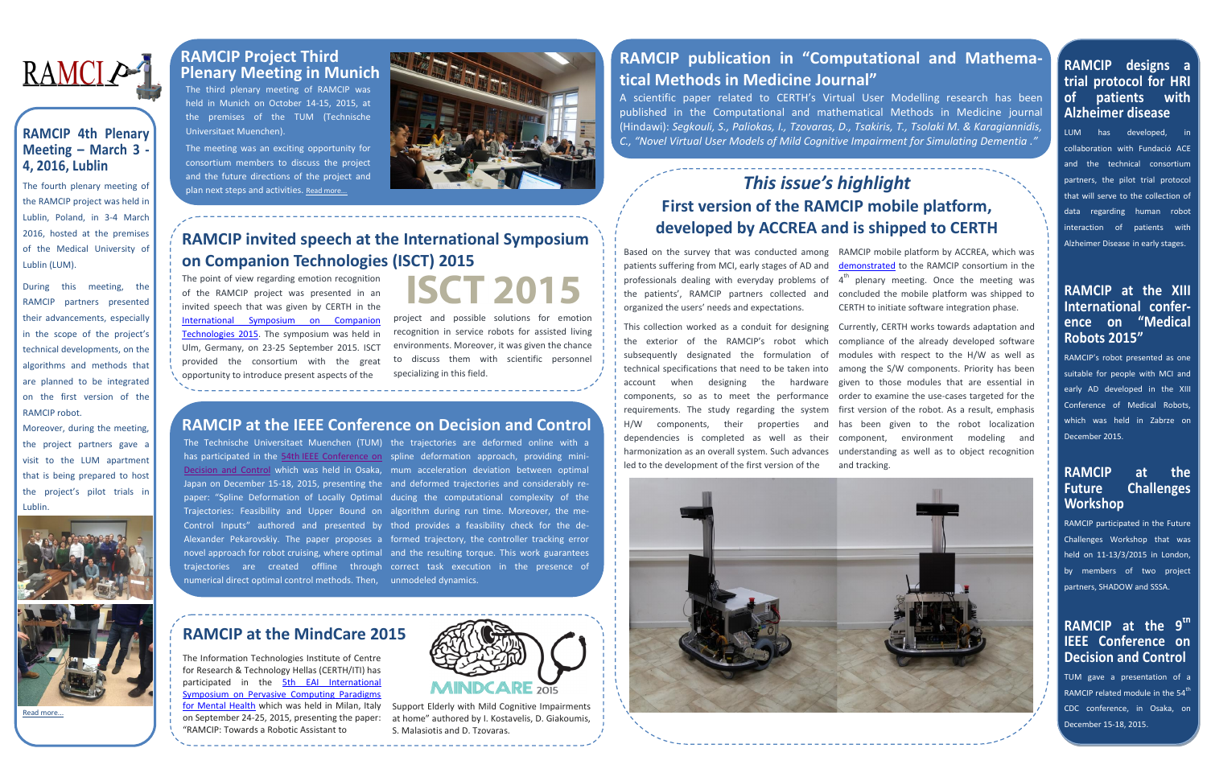# RAMCIP

## RAMCIP 4th Plenary Meeting – March 3 - 4, 2016, Lublin

The fourth plenary meeting of the RAMCIP project was held in Lublin, Poland, in 3-4 March 2016, hosted at the premises of the Medical University of Lublin (LUM).

During this meeting, the RAMCIP partners presented their advancements, especially in the scope of the project's technical developments, on the algorithms and methods that are planned to be integrated on the first version of the RAMCIP robot.

Moreover, during the meeting, the project partners gave a visit to the LUM apartment that is being prepared to host the project's pilot trials in Lublin.

Read more...

## RAMCIP Project Third Plenary Meeting in Munich

The third plenary meeting of RAMCIP was held in Munich on October 14-15, 2015, at the premises of the TUM (Technische Universitaet Muenchen).

The meeting was an exciting opportunity for consortium members to discuss the project and the future directions of the project and plan next steps and activities. Read more...

## RAMCIP invited speech at the International Symposium on Companion Technologies (ISCT) 2015

ISCT 2015

The point of view regarding emotion recognition of the RAMCIP project was presented in an invited speech that was given by CERTH in the International Symposium on Companion Technologies 2015. The symposium was held in Ulm, Germany, on 23-25 September 2015. ISCT provided the consortium with the great opportunity to introduce present aspects of the project and possible solutions for emotion recognition in service robots for assisted living environments. Moreover, it was given the chance to discuss them with scientific personnel specializing in this field.

## RAMCIP at the IEEE Conference on Decision and Control

The Technische Universitaet Muenchen (TUM) has participated in the 54th IEEE Conference on Decision and Control which was held in Osaka, Japan on December 15-18, 2015, presenting the paper: "Spline Deformation of Locally Optimal Trajectories: Feasibility and Upper Bound on Control Inputs" authored and presented by Alexander Pekarovskiy. The paper proposes a novel approach for robot cruising, where optimal trajectories are created offline through numerical direct optimal control methods. Then, the trajectories are deformed online with a spline deformation approach, providing minimum acceleration deviation between optimal and deformed trajectories and considerably reducing the computational complexity of the algorithm during run time. Moreover, the method provides a feasibility check for the deformed trajectory, the controller tracking error and the resulting torque. This work guarantees correct task execution in the presence of unmodeled dynamics.

## RAMCIP at the MindCare 2015

MINDCARE 2015

The Information Technologies Institute of Centre for Research & Technology Hellas (CERTH/ITI) has participated in the 5th EAI International Symposium on Pervasive Computing Paradigms for Mental Health which was held in Milan, Italy on September 24-25, 2015, presenting the paper: "RAMCIP: Towards a Robotic Assistant to Support Elderly with Mild Cognitive Impairments at home" authored by I. Kostavelis, D. Giakoumis, S. Malasiotis and D. Tzovaras.

## RAMCIP publication in "Computational and Mathematical Methods in Medicine Journal"

A scientific paper related to CERTH's Virtual User Modelling research has been published in the Computational and mathematical Methods in Medicine journal (Hindawi): *Segkouli, S., Paliokas, I., Tzovaras, D., Tsakiris, T., Tsolaki M. & Karagiannidis, C., "Novel Virtual User Models of Mild Cognitive Impairment for Simulating Dementia ."*

## *This issue's highlight*

## First version of the RAMCIP mobile platform, developed by ACCREA and is shipped to CERTH

Based on the survey that was conducted among patients suffering from MCI, early stages of AD and professionals dealing with everyday problems of the patients', RAMCIP partners collected and organized the users' needs and expectations.

This collection worked as a conduit for designing the exterior of the RAMCIP's robot which subsequently designated the formulation of technical specifications that need to be taken into account when designing the hardware components, so as to meet the performance requirements. The study regarding the system H/W components, their properties and dependencies is completed as well as their harmonization as an overall system. Such advances led to the development of the first version of the RAMCIP mobile platform by ACCREA, which was demonstrated to the RAMCIP consortium in the 4th plenary meeting. Once the meeting was concluded the mobile platform was shipped to CERTH to initiate software integration phase.

Currently, CERTH works towards adaptation and compliance of the already developed software modules with respect to the H/W as well as among the S/W components. Priority has been given to those modules that are essential in order to examine the use-cases targeted for the first version of the robot. As a result, emphasis has been given to the robot localization component, environment modeling and understanding as well as to object recognition and tracking.

## RAMCIP designs a trial protocol for HRI of patients with Alzheimer disease

LUM has developed, in collaboration with Fundació ACE and the technical consortium partners, the pilot trial protocol that will serve to the collection of data regarding human robot interaction of patients with Alzheimer Disease in early stages.

## RAMCIP at the XIII International conference on "Medical Robots 2015"

RAMCIP's robot presented as one suitable for people with MCI and early AD developed in the XIII Conference of Medical Robots, which was held in Zabrze on December 2015.

## RAMCIP at the Future Challenges Workshop

RAMCIP participated in the Future Challenges Workshop that was held on 11-13/3/2015 in London, by members of two project partners, SHADOW and SSSA.

## RAMCIP at the 9th IEEE Conference on Decision and Control

TUM gave a presentation of a RAMCIP related module in the 54th CDC conference, in Osaka, on December 15-18, 2015.